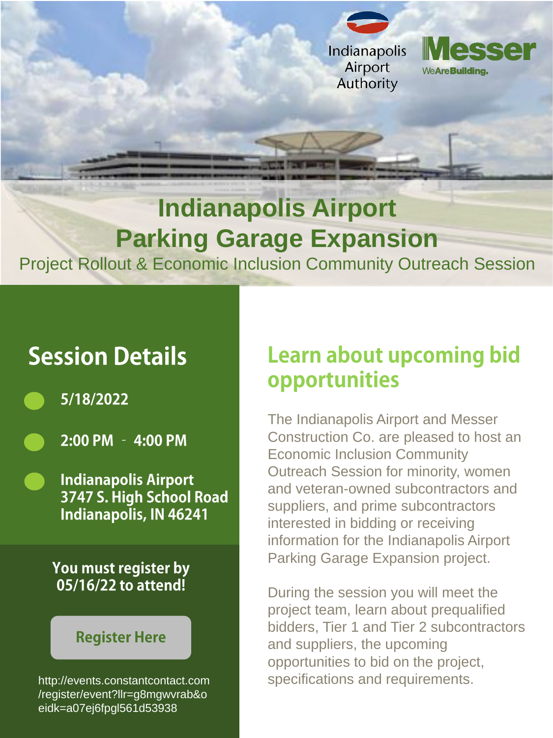Indianapolis Airport Authority

Messer
WeAreBuilding.

# Indianapolis Airport Parking Garage Expansion

Project Rollout & Economic Inclusion Community Outreach Session

## Session Details

- **5/18/2022**
- **2:00 PM - 4:00 PM**
- **Indianapolis Airport**
  **3747 S. High School Road**
  **Indianapolis, IN 46241**

**You must register by 05/16/22 to attend!**

**Register Here**

http://events.constantcontact.com/register/event?llr=g8mgwvrab&oeidk=a07ej6fpgl561d53938

## Learn about upcoming bid opportunities

The Indianapolis Airport and Messer Construction Co. are pleased to host an Economic Inclusion Community Outreach Session for minority, women and veteran-owned subcontractors and suppliers, and prime subcontractors interested in bidding or receiving information for the Indianapolis Airport Parking Garage Expansion project.

During the session you will meet the project team, learn about prequalified bidders, Tier 1 and Tier 2 subcontractors and suppliers, the upcoming opportunities to bid on the project, specifications and requirements.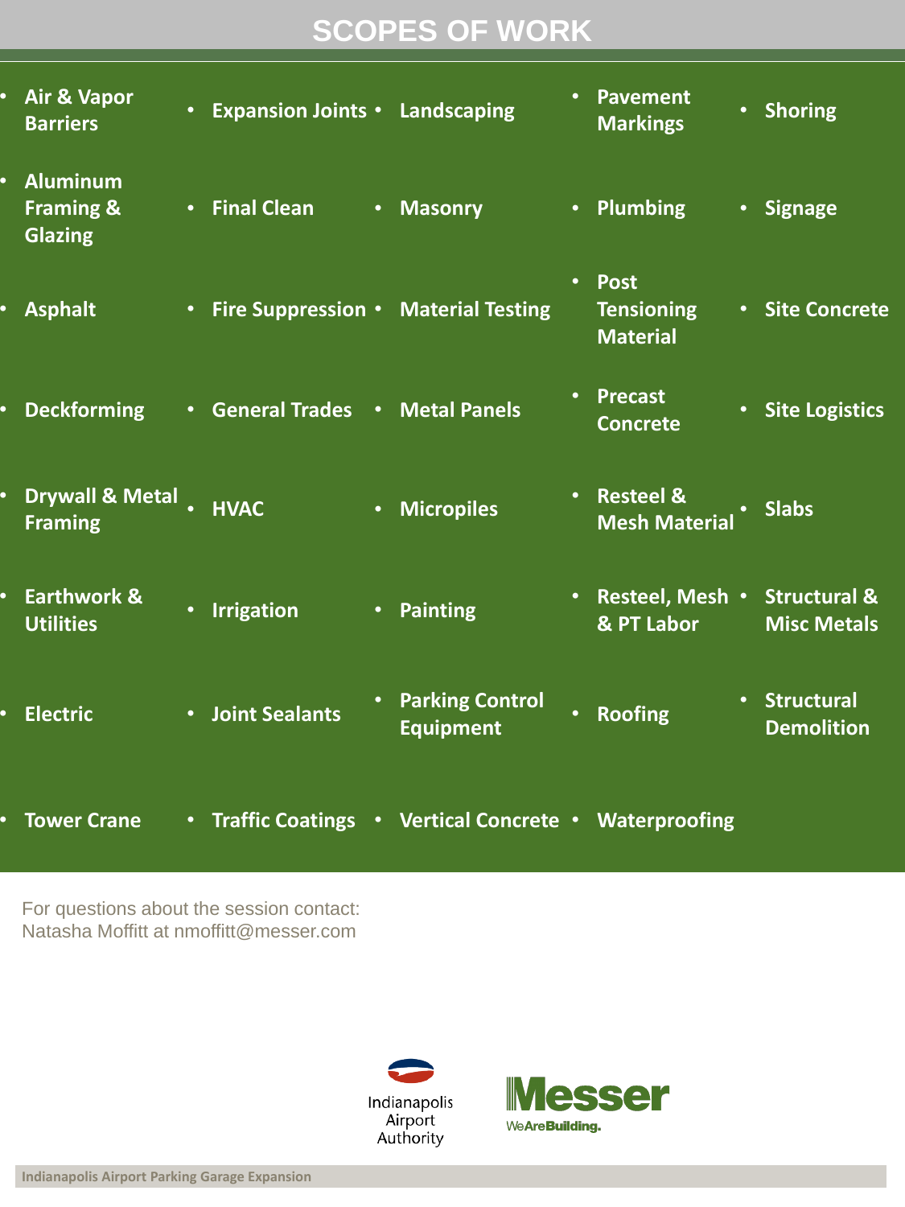# SCOPES OF WORK

- Air & Vapor Barriers
- Aluminum Framing & Glazing
- Asphalt
- Deckforming
- Drywall & Metal Framing
- Earthwork & Utilities
- Electric
- Tower Crane
- Expansion Joints
- Final Clean
- Fire Suppression
- General Trades
- HVAC
- Irrigation
- Joint Sealants
- Traffic Coatings
- Landscaping
- Masonry
- Material Testing
- Metal Panels
- Micropiles
- Painting
- Parking Control Equipment
- Vertical Concrete
- Pavement Markings
- Plumbing
- Post Tensioning Material
- Precast Concrete
- Resteel & Mesh Material
- Resteel, Mesh & PT Labor
- Roofing
- Waterproofing
- Shoring
- Signage
- Site Concrete
- Site Logistics
- Slabs
- Structural & Misc Metals
- Structural Demolition

For questions about the session contact:
Natasha Moffitt at nmoffitt@messer.com

Indianapolis Airport Authority

Messer
WeAreBuilding.

Indianapolis Airport Parking Garage Expansion